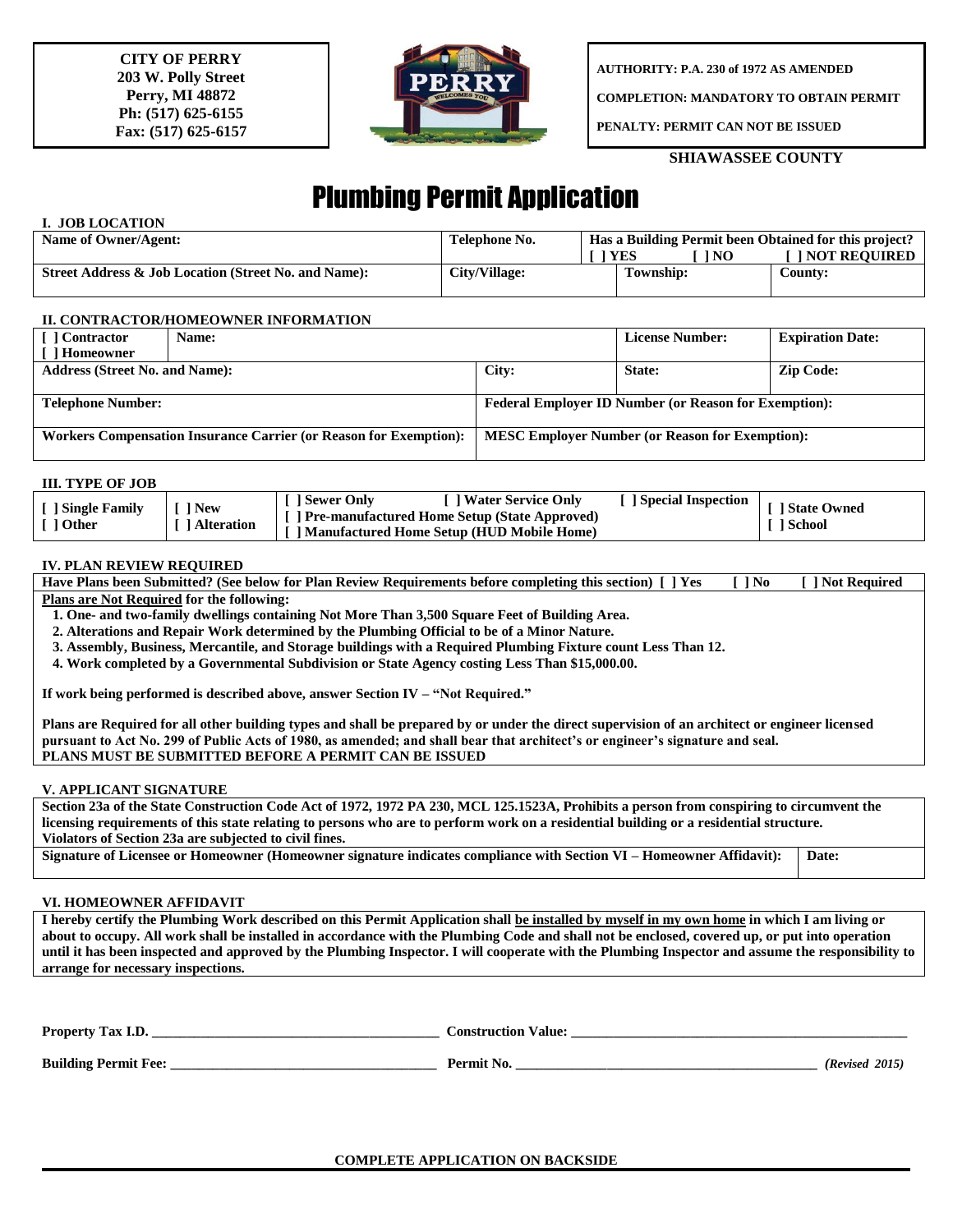**CITY OF PERRY**
**203 W. Polly Street**
**Perry, MI 48872**
**Ph: (517) 625-6155**
**Fax: (517) 625-6157**

**AUTHORITY: P.A. 230 of 1972 AS AMENDED**

**COMPLETION: MANDATORY TO OBTAIN PERMIT**

**PENALTY: PERMIT CAN NOT BE ISSUED**

**SHIAWASSEE COUNTY**

# Plumbing Permit Application

## I. JOB LOCATION

| Name of Owner/Agent: | Telephone No. | Has a Building Permit been Obtained for this project? [ ] YES [ ] NO [ ] NOT REQUIRED | |
|---|---|---|---|
| Street Address & Job Location (Street No. and Name): | City/Village: | Township: | County: |

## II. CONTRACTOR/HOMEOWNER INFORMATION

| [ ] Contractor [ ] Homeowner | Name: | | License Number: | Expiration Date: |
|---|---|---|---|---|
| Address (Street No. and Name): | | City: | State: | Zip Code: |
| Telephone Number: | | Federal Employer ID Number (or Reason for Exemption): | | |
| Workers Compensation Insurance Carrier (or Reason for Exemption): | | MESC Employer Number (or Reason for Exemption): | | |

## III. TYPE OF JOB

| [ ] Single Family [ ] Other | [ ] New [ ] Alteration | [ ] Sewer Only [ ] Water Service Only [ ] Special Inspection [ ] Pre-manufactured Home Setup (State Approved) [ ] Manufactured Home Setup (HUD Mobile Home) | [ ] State Owned [ ] School |
|---|---|---|---|

## IV. PLAN REVIEW REQUIRED

**Have Plans been Submitted? (See below for Plan Review Requirements before completing this section) [ ] Yes [ ] No [ ] Not Required**

**Plans are Not Required for the following:**

1. One- and two-family dwellings containing Not More Than 3,500 Square Feet of Building Area.
2. Alterations and Repair Work determined by the Plumbing Official to be of a Minor Nature.
3. Assembly, Business, Mercantile, and Storage buildings with a Required Plumbing Fixture count Less Than 12.
4. Work completed by a Governmental Subdivision or State Agency costing Less Than $15,000.00.

**If work being performed is described above, answer Section IV – "Not Required."**

**Plans are Required for all other building types and shall be prepared by or under the direct supervision of an architect or engineer licensed pursuant to Act No. 299 of Public Acts of 1980, as amended; and shall bear that architect's or engineer's signature and seal.**
**PLANS MUST BE SUBMITTED BEFORE A PERMIT CAN BE ISSUED**

## V. APPLICANT SIGNATURE

**Section 23a of the State Construction Code Act of 1972, 1972 PA 230, MCL 125.1523A, Prohibits a person from conspiring to circumvent the licensing requirements of this state relating to persons who are to perform work on a residential building or a residential structure. Violators of Section 23a are subjected to civil fines.**

| Signature of Licensee or Homeowner (Homeowner signature indicates compliance with Section VI – Homeowner Affidavit): | Date: |
|---|---|

## VI. HOMEOWNER AFFIDAVIT

**I hereby certify the Plumbing Work described on this Permit Application shall be installed by myself in my own home in which I am living or about to occupy. All work shall be installed in accordance with the Plumbing Code and shall not be enclosed, covered up, or put into operation until it has been inspected and approved by the Plumbing Inspector. I will cooperate with the Plumbing Inspector and assume the responsibility to arrange for necessary inspections.**

**Property Tax I.D.** ________________________________________ **Construction Value:** ________________________________________________

**Building Permit Fee:** ____________________________________ **Permit No.** ________________________________________ *(Revised 2015)*

**COMPLETE APPLICATION ON BACKSIDE**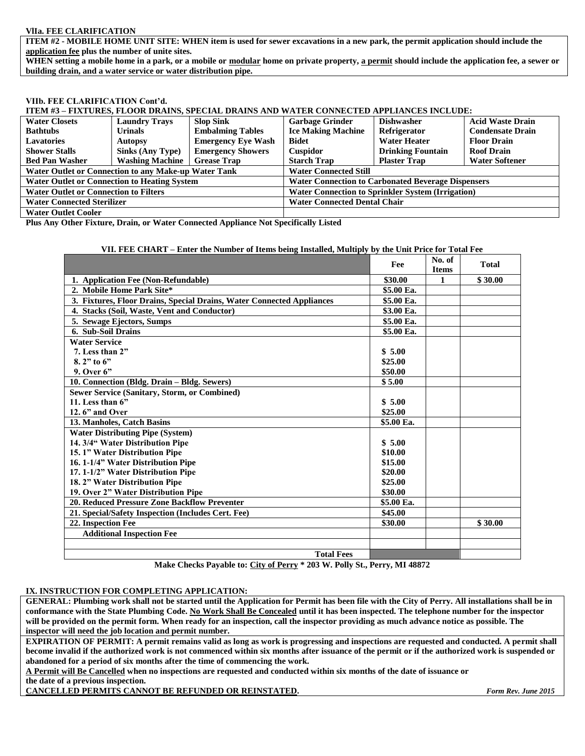**VIIa. FEE CLARIFICATION**

**ITEM #2 - MOBILE HOME UNIT SITE: WHEN item is used for sewer excavations in a new park, the permit application should include the <u>application fee</u> plus the number of unite sites.**

**WHEN setting a mobile home in a park, or a mobile or <u>modular</u> home on private property, <u>a permit</u> should include the application fee, a sewer or building drain, and a water service or water distribution pipe.**

**VIIb. FEE CLARIFICATION Cont'd.**

**ITEM #3 – FIXTURES, FLOOR DRAINS, SPECIAL DRAINS AND WATER CONNECTED APPLIANCES INCLUDE:**

| | | | | | |
|---|---|---|---|---|---|
| **Water Closets** | **Laundry Trays** | **Slop Sink** | **Garbage Grinder** | **Dishwasher** | **Acid Waste Drain** |
| **Bathtubs** | **Urinals** | **Embalming Tables** | **Ice Making Machine** | **Refrigerator** | **Condensate Drain** |
| **Lavatories** | **Autopsy** | **Emergency Eye Wash** | **Bidet** | **Water Heater** | **Floor Drain** |
| **Shower Stalls** | **Sinks (Any Type)** | **Emergency Showers** | **Cuspidor** | **Drinking Fountain** | **Roof Drain** |
| **Bed Pan Washer** | **Washing Machine** | **Grease Trap** | **Starch Trap** | **Plaster Trap** | **Water Softener** |
| **Water Outlet or Connection to any Make-up Water Tank** | | | **Water Connected Still** | | |
| **Water Outlet or Connection to Heating System** | | | **Water Connection to Carbonated Beverage Dispensers** | | |
| **Water Outlet or Connection to Filters** | | | **Water Connection to Sprinkler System (Irrigation)** | | |
| **Water Connected Sterilizer** | | | **Water Connected Dental Chair** | | |
| **Water Outlet Cooler** | | | | | |

**Plus Any Other Fixture, Drain, or Water Connected Appliance Not Specifically Listed**

**VII. FEE CHART – Enter the Number of Items being Installed, Multiply by the Unit Price for Total Fee**

| | Fee | No. of Items | Total |
|---|---|---|---|
| **1. Application Fee (Non-Refundable)** | **$30.00** | **1** | **$ 30.00** |
| **2. Mobile Home Park Site*** | **$5.00 Ea.** | | |
| **3. Fixtures, Floor Drains, Special Drains, Water Connected Appliances** | **$5.00 Ea.** | | |
| **4. Stacks (Soil, Waste, Vent and Conductor)** | **$3.00 Ea.** | | |
| **5. Sewage Ejectors, Sumps** | **$5.00 Ea.** | | |
| **6. Sub-Soil Drains** | **$5.00 Ea.** | | |
| **Water Service** | | | |
| **7. Less than 2"** | **$ 5.00** | | |
| **8. 2" to 6"** | **$25.00** | | |
| **9. Over 6"** | **$50.00** | | |
| **10. Connection (Bldg. Drain – Bldg. Sewers)** | **$ 5.00** | | |
| **Sewer Service (Sanitary, Storm, or Combined)** | | | |
| **11. Less than 6"** | **$ 5.00** | | |
| **12. 6" and Over** | **$25.00** | | |
| **13. Manholes, Catch Basins** | **$5.00 Ea.** | | |
| **Water Distributing Pipe (System)** | | | |
| **14. 3/4" Water Distribution Pipe** | **$ 5.00** | | |
| **15. 1" Water Distribution Pipe** | **$10.00** | | |
| **16. 1-1/4" Water Distribution Pipe** | **$15.00** | | |
| **17. 1-1/2" Water Distribution Pipe** | **$20.00** | | |
| **18. 2" Water Distribution Pipe** | **$25.00** | | |
| **19. Over 2" Water Distribution Pipe** | **$30.00** | | |
| **20. Reduced Pressure Zone Backflow Preventer** | **$5.00 Ea.** | | |
| **21. Special/Safety Inspection (Includes Cert. Fee)** | **$45.00** | | |
| **22. Inspection Fee** | **$30.00** | | **$ 30.00** |
| **Additional Inspection Fee** | | | |
| | | | |
| **Total Fees** | | | |

**Make Checks Payable to: <u>City of Perry</u> * 203 W. Polly St., Perry, MI 48872**

**IX. INSTRUCTION FOR COMPLETING APPLICATION:**

**GENERAL: Plumbing work shall not be started until the Application for Permit has been file with the City of Perry. All installations shall be in conformance with the State Plumbing Code. <u>No Work Shall Be Concealed</u> until it has been inspected. The telephone number for the inspector will be provided on the permit form. When ready for an inspection, call the inspector providing as much advance notice as possible. The inspector will need the job location and permit number.**

**EXPIRATION OF PERMIT: A permit remains valid as long as work is progressing and inspections are requested and conducted. A permit shall become invalid if the authorized work is not commenced within six months after issuance of the permit or if the authorized work is suspended or abandoned for a period of six months after the time of commencing the work.**

**<u>A Permit will Be Cancelled</u> when no inspections are requested and conducted within six months of the date of issuance or the date of a previous inspection.**

**<u>CANCELLED PERMITS CANNOT BE REFUNDED OR REINSTATED</u>.**

***Form Rev. June 2015***